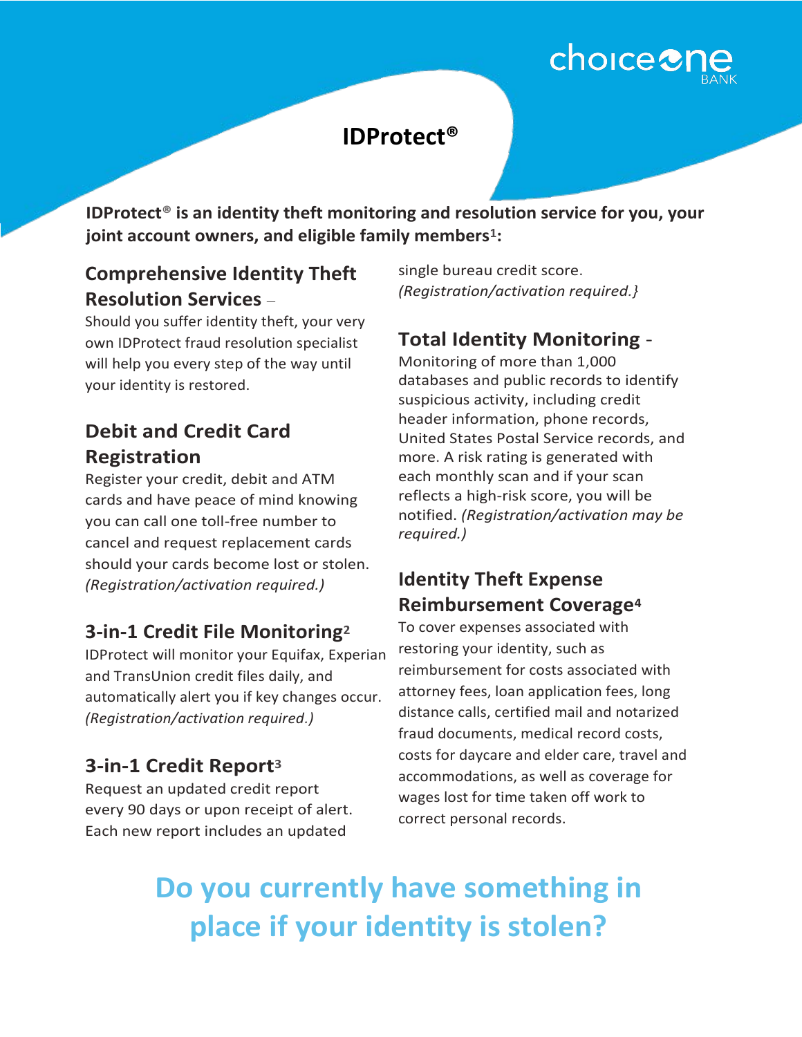choiceone BANK

# IDProtect®

**IDProtect® is an identity theft monitoring and resolution service for you, your joint account owners, and eligible family members[1]:**

## Comprehensive Identity Theft Resolution Services –

Should you suffer identity theft, your very own IDProtect fraud resolution specialist will help you every step of the way until your identity is restored.

## Debit and Credit Card Registration

Register your credit, debit and ATM cards and have peace of mind knowing you can call one toll-free number to cancel and request replacement cards should your cards become lost or stolen. *(Registration/activation required.)*

## 3-in-1 Credit File Monitoring[2]

IDProtect will monitor your Equifax, Experian and TransUnion credit files daily, and automatically alert you if key changes occur. *(Registration/activation required.)*

## 3-in-1 Credit Report[3]

Request an updated credit report every 90 days or upon receipt of alert. Each new report includes an updated single bureau credit score. *(Registration/activation required.}*

## Total Identity Monitoring -

Monitoring of more than 1,000 databases and public records to identify suspicious activity, including credit header information, phone records, United States Postal Service records, and more. A risk rating is generated with each monthly scan and if your scan reflects a high-risk score, you will be notified. *(Registration/activation may be required.)*

## Identity Theft Expense Reimbursement Coverage[4]

To cover expenses associated with restoring your identity, such as reimbursement for costs associated with attorney fees, loan application fees, long distance calls, certified mail and notarized fraud documents, medical record costs, costs for daycare and elder care, travel and accommodations, as well as coverage for wages lost for time taken off work to correct personal records.

## Do you currently have something in place if your identity is stolen?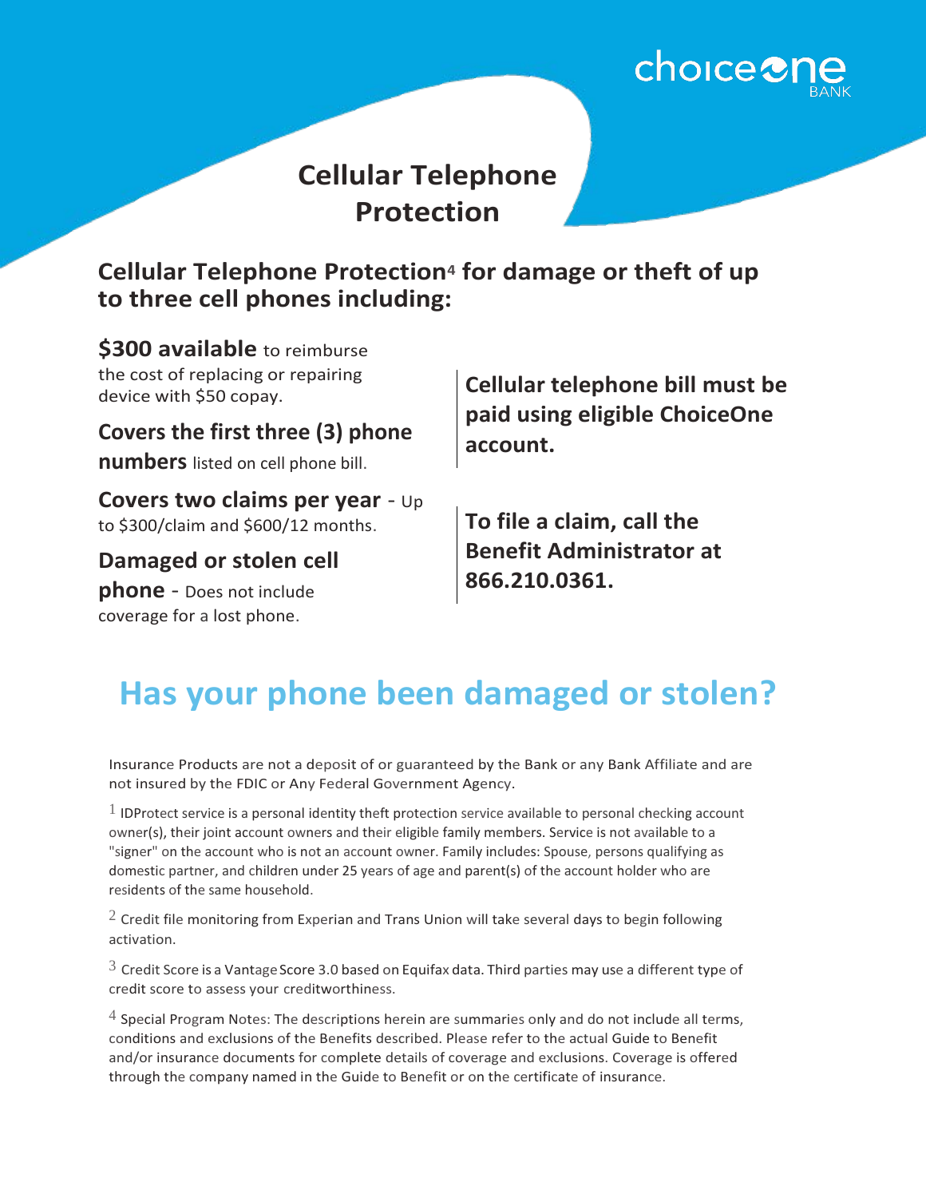choiceone BANK

# Cellular Telephone Protection

## Cellular Telephone Protection[4] for damage or theft of up to three cell phones including:

**$300 available** to reimburse the cost of replacing or repairing device with $50 copay.

**Covers the first three (3) phone numbers** listed on cell phone bill.

**Covers two claims per year** - Up to $300/claim and $600/12 months.

**Damaged or stolen cell phone** - Does not include coverage for a lost phone.

**Cellular telephone bill must be paid using eligible ChoiceOne account.**

**To file a claim, call the Benefit Administrator at 866.210.0361.**

## Has your phone been damaged or stolen?

Insurance Products are not a deposit of or guaranteed by the Bank or any Bank Affiliate and are not insured by the FDIC or Any Federal Government Agency.

[1] IDProtect service is a personal identity theft protection service available to personal checking account owner(s), their joint account owners and their eligible family members. Service is not available to a "signer" on the account who is not an account owner. Family includes: Spouse, persons qualifying as domestic partner, and children under 25 years of age and parent(s) of the account holder who are residents of the same household.

[2] Credit file monitoring from Experian and Trans Union will take several days to begin following activation.

[3] Credit Score is a VantageScore 3.0 based on Equifax data. Third parties may use a different type of credit score to assess your creditworthiness.

[4] Special Program Notes: The descriptions herein are summaries only and do not include all terms, conditions and exclusions of the Benefits described. Please refer to the actual Guide to Benefit and/or insurance documents for complete details of coverage and exclusions. Coverage is offered through the company named in the Guide to Benefit or on the certificate of insurance.